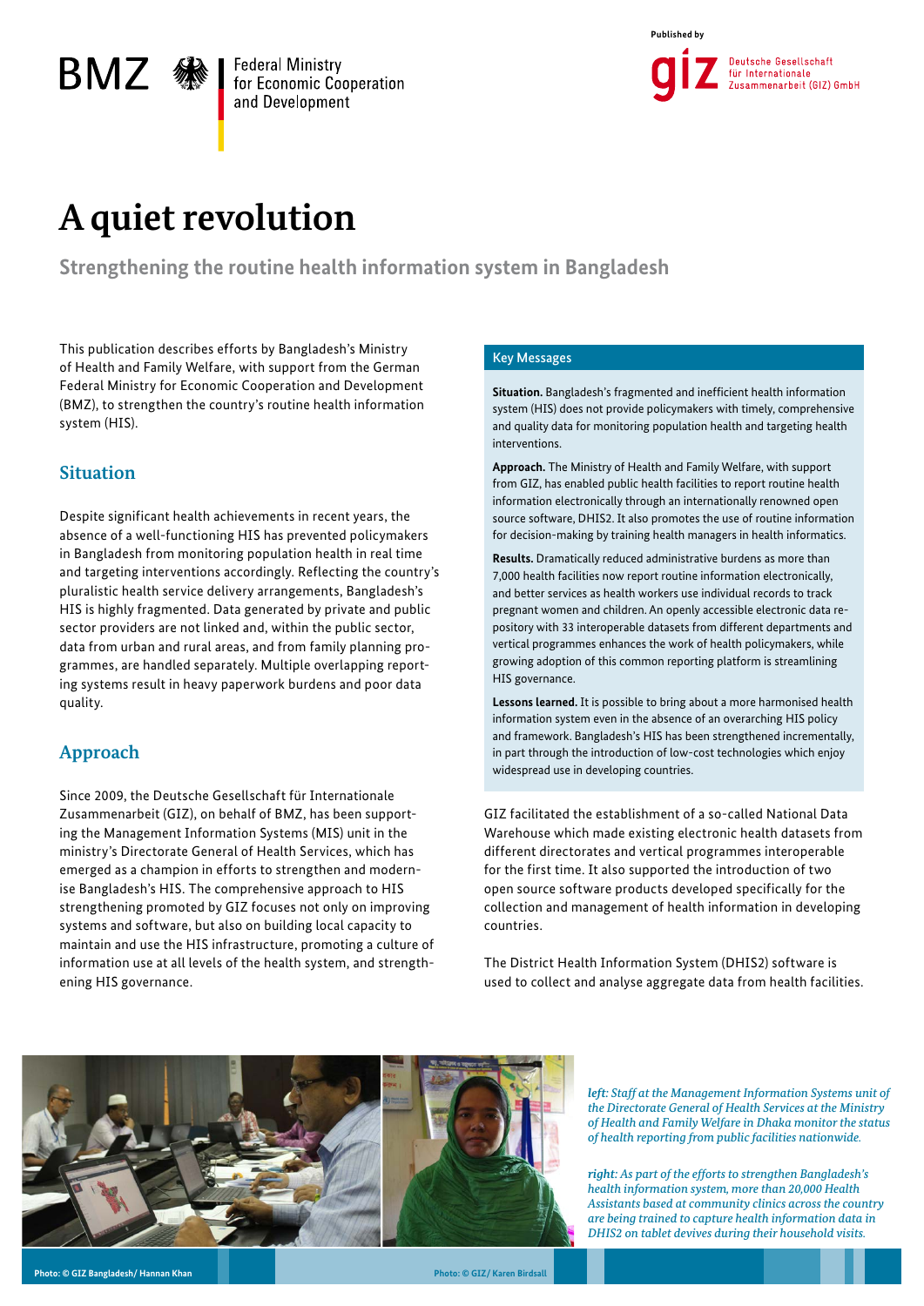BMZ Federal Ministry for Economic Cooperation and Development

Published by giz Deutsche Gesellschaft für Internationale Zusammenarbeit (GIZ) GmbH

# A quiet revolution

## Strengthening the routine health information system in Bangladesh

This publication describes efforts by Bangladesh's Ministry of Health and Family Welfare, with support from the German Federal Ministry for Economic Cooperation and Development (BMZ), to strengthen the country's routine health information system (HIS).

### Situation

Despite significant health achievements in recent years, the absence of a well-functioning HIS has prevented policymakers in Bangladesh from monitoring population health in real time and targeting interventions accordingly. Reflecting the country's pluralistic health service delivery arrangements, Bangladesh's HIS is highly fragmented. Data generated by private and public sector providers are not linked and, within the public sector, data from urban and rural areas, and from family planning programmes, are handled separately. Multiple overlapping reporting systems result in heavy paperwork burdens and poor data quality.

### Approach

Since 2009, the Deutsche Gesellschaft für Internationale Zusammenarbeit (GIZ), on behalf of BMZ, has been supporting the Management Information Systems (MIS) unit in the ministry's Directorate General of Health Services, which has emerged as a champion in efforts to strengthen and modernise Bangladesh's HIS. The comprehensive approach to HIS strengthening promoted by GIZ focuses not only on improving systems and software, but also on building local capacity to maintain and use the HIS infrastructure, promoting a culture of information use at all levels of the health system, and strengthening HIS governance.

#### Key Messages

**Situation.** Bangladesh's fragmented and inefficient health information system (HIS) does not provide policymakers with timely, comprehensive and quality data for monitoring population health and targeting health interventions.

**Approach.** The Ministry of Health and Family Welfare, with support from GIZ, has enabled public health facilities to report routine health information electronically through an internationally renowned open source software, DHIS2. It also promotes the use of routine information for decision-making by training health managers in health informatics.

**Results.** Dramatically reduced administrative burdens as more than 7,000 health facilities now report routine information electronically, and better services as health workers use individual records to track pregnant women and children. An openly accessible electronic data repository with 33 interoperable datasets from different departments and vertical programmes enhances the work of health policymakers, while growing adoption of this common reporting platform is streamlining HIS governance.

**Lessons learned.** It is possible to bring about a more harmonised health information system even in the absence of an overarching HIS policy and framework. Bangladesh's HIS has been strengthened incrementally, in part through the introduction of low-cost technologies which enjoy widespread use in developing countries.

GIZ facilitated the establishment of a so-called National Data Warehouse which made existing electronic health datasets from different directorates and vertical programmes interoperable for the first time. It also supported the introduction of two open source software products developed specifically for the collection and management of health information in developing countries.

The District Health Information System (DHIS2) software is used to collect and analyse aggregate data from health facilities.

Photo: © GIZ Bangladesh/ Hannan Khan

Photo: © GIZ/ Karen Birdsall

*left: Staff at the Management Information Systems unit of the Directorate General of Health Services at the Ministry of Health and Family Welfare in Dhaka monitor the status of health reporting from public facilities nationwide.*

*right: As part of the efforts to strengthen Bangladesh's health information system, more than 20,000 Health Assistants based at community clinics across the country are being trained to capture health information data in DHIS2 on tablet devives during their household visits.*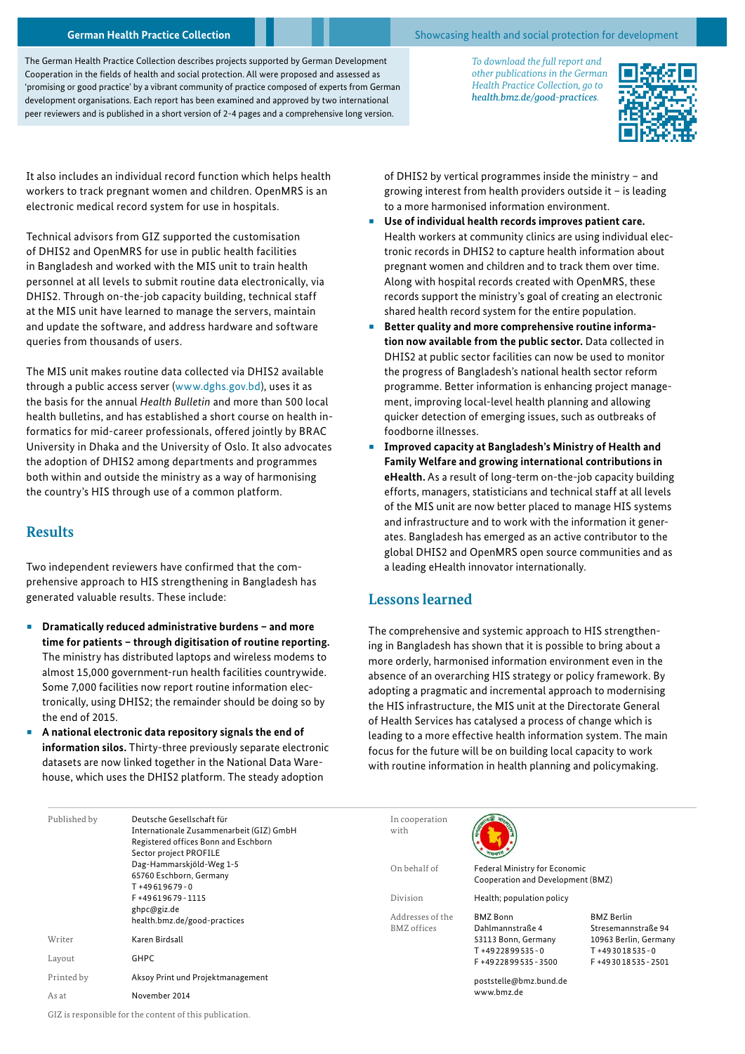German Health Practice Collection

Showcasing health and social protection for development

The German Health Practice Collection describes projects supported by German Development Cooperation in the fields of health and social protection. All were proposed and assessed as 'promising or good practice' by a vibrant community of practice composed of experts from German development organisations. Each report has been examined and approved by two international peer reviewers and is published in a short version of 2-4 pages and a comprehensive long version.

*To download the full report and other publications in the German Health Practice Collection, go to **health.bmz.de/good-practices**.*

It also includes an individual record function which helps health workers to track pregnant women and children. OpenMRS is an electronic medical record system for use in hospitals.

Technical advisors from GIZ supported the customisation of DHIS2 and OpenMRS for use in public health facilities in Bangladesh and worked with the MIS unit to train health personnel at all levels to submit routine data electronically, via DHIS2. Through on-the-job capacity building, technical staff at the MIS unit have learned to manage the servers, maintain and update the software, and address hardware and software queries from thousands of users.

The MIS unit makes routine data collected via DHIS2 available through a public access server (www.dghs.gov.bd), uses it as the basis for the annual *Health Bulletin* and more than 500 local health bulletins, and has established a short course on health informatics for mid-career professionals, offered jointly by BRAC University in Dhaka and the University of Oslo. It also advocates the adoption of DHIS2 among departments and programmes both within and outside the ministry as a way of harmonising the country's HIS through use of a common platform.

## Results

Two independent reviewers have confirmed that the comprehensive approach to HIS strengthening in Bangladesh has generated valuable results. These include:

- **Dramatically reduced administrative burdens – and more time for patients – through digitisation of routine reporting.** The ministry has distributed laptops and wireless modems to almost 15,000 government-run health facilities countrywide. Some 7,000 facilities now report routine information electronically, using DHIS2; the remainder should be doing so by the end of 2015.
- **A national electronic data repository signals the end of information silos.** Thirty-three previously separate electronic datasets are now linked together in the National Data Warehouse, which uses the DHIS2 platform. The steady adoption of DHIS2 by vertical programmes inside the ministry – and growing interest from health providers outside it – is leading to a more harmonised information environment.
- **Use of individual health records improves patient care.** Health workers at community clinics are using individual electronic records in DHIS2 to capture health information about pregnant women and children and to track them over time. Along with hospital records created with OpenMRS, these records support the ministry's goal of creating an electronic shared health record system for the entire population.
- **Better quality and more comprehensive routine information now available from the public sector.** Data collected in DHIS2 at public sector facilities can now be used to monitor the progress of Bangladesh's national health sector reform programme. Better information is enhancing project management, improving local-level health planning and allowing quicker detection of emerging issues, such as outbreaks of foodborne illnesses.
- **Improved capacity at Bangladesh's Ministry of Health and Family Welfare and growing international contributions in eHealth.** As a result of long-term on-the-job capacity building efforts, managers, statisticians and technical staff at all levels of the MIS unit are now better placed to manage HIS systems and infrastructure and to work with the information it generates. Bangladesh has emerged as an active contributor to the global DHIS2 and OpenMRS open source communities and as a leading eHealth innovator internationally.

## Lessons learned

The comprehensive and systemic approach to HIS strengthening in Bangladesh has shown that it is possible to bring about a more orderly, harmonised information environment even in the absence of an overarching HIS strategy or policy framework. By adopting a pragmatic and incremental approach to modernising the HIS infrastructure, the MIS unit at the Directorate General of Health Services has catalysed a process of change which is leading to a more effective health information system. The main focus for the future will be on building local capacity to work with routine information in health planning and policymaking.

| | |
|---|---|
| Published by | Deutsche Gesellschaft für Internationale Zusammenarbeit (GIZ) GmbH<br>Registered offices Bonn and Eschborn<br>Sector project PROFILE<br>Dag-Hammarskjöld-Weg 1-5<br>65760 Eschborn, Germany<br>T +49 61 96 79 - 0<br>F +49 61 96 79 - 1115<br>ghpc@giz.de<br>health.bmz.de/good-practices |
| Writer | Karen Birdsall |
| Layout | GHPC |
| Printed by | Aksoy Print und Projektmanagement |
| As at | November 2014 |

GIZ is responsible for the content of this publication.

| | | |
|---|---|---|
| In cooperation with | | |
| On behalf of | Federal Ministry for Economic Cooperation and Development (BMZ) | |
| Division | Health; population policy | |
| Addresses of the BMZ offices | BMZ Bonn<br>Dahlmannstraße 4<br>53113 Bonn, Germany<br>T +49 228 99 535 - 0<br>F +49 228 99 535 - 3500 | BMZ Berlin<br>Stresemannstraße 94<br>10963 Berlin, Germany<br>T +49 30 18 535 - 0<br>F +49 30 18 535 - 2501 |
| | poststelle@bmz.bund.de<br>www.bmz.de | |